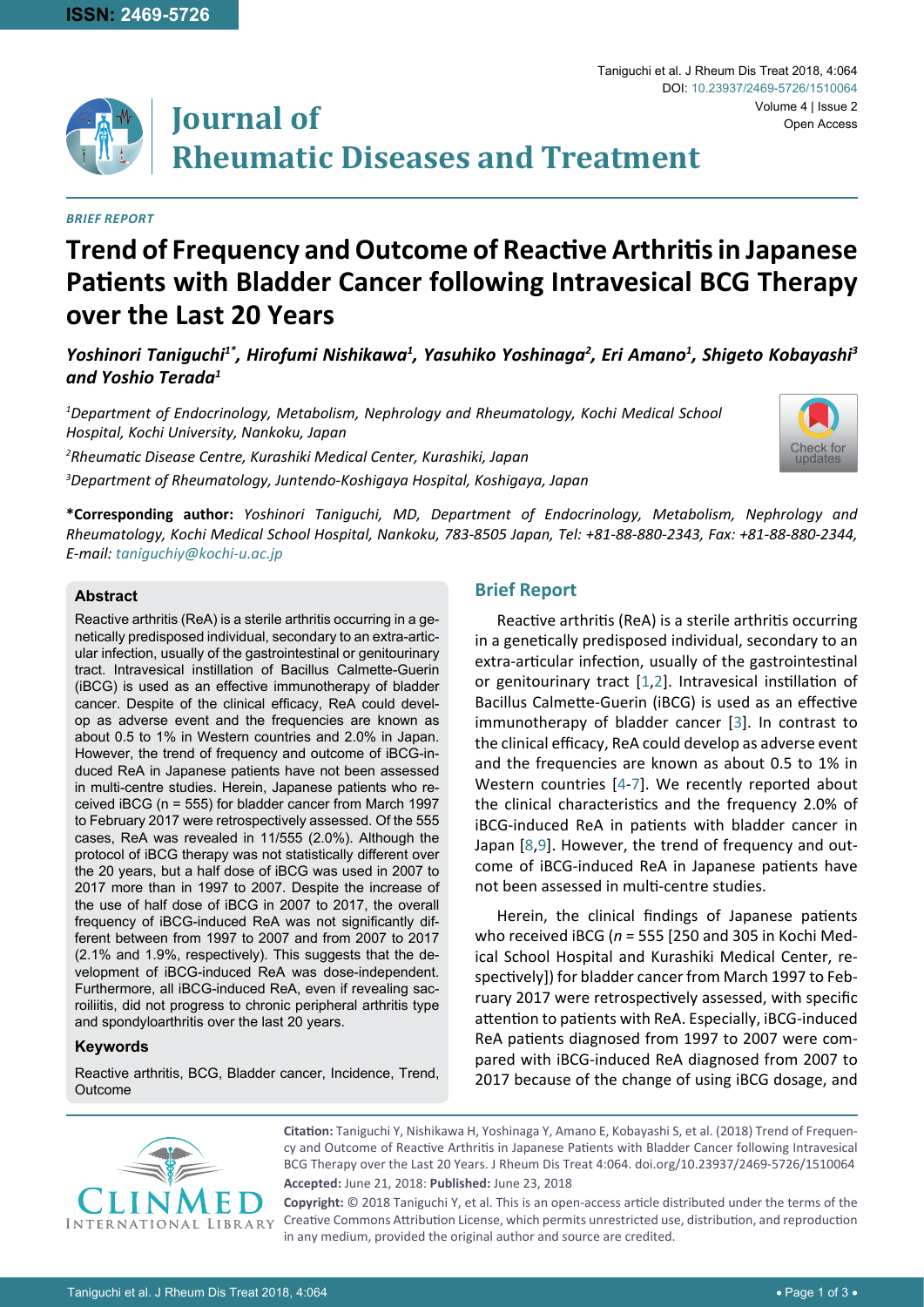**ISSN: 2469-5726**

# Journal of Rheumatic Diseases and Treatment

Taniguchi et al. J Rheum Dis Treat 2018, 4:064

DOI: 10.23937/2469-5726/1510064

Volume 4 | Issue 2

Open Access

*BRIEF REPORT*

# Trend of Frequency and Outcome of Reactive Arthritis in Japanese Patients with Bladder Cancer following Intravesical BCG Therapy over the Last 20 Years

***Yoshinori Taniguchi[1*], Hirofumi Nishikawa[1], Yasuhiko Yoshinaga[2], Eri Amano[1], Shigeto Kobayashi[3] and Yoshio Terada[1]***

*[1]Department of Endocrinology, Metabolism, Nephrology and Rheumatology, Kochi Medical School Hospital, Kochi University, Nankoku, Japan*

*[2]Rheumatic Disease Centre, Kurashiki Medical Center, Kurashiki, Japan*

*[3]Department of Rheumatology, Juntendo-Koshigaya Hospital, Koshigaya, Japan*

**\*Corresponding author:** *Yoshinori Taniguchi, MD, Department of Endocrinology, Metabolism, Nephrology and Rheumatology, Kochi Medical School Hospital, Nankoku, 783-8505 Japan, Tel: +81-88-880-2343, Fax: +81-88-880-2344, E-mail: taniguchiy@kochi-u.ac.jp*

### Abstract

Reactive arthritis (ReA) is a sterile arthritis occurring in a genetically predisposed individual, secondary to an extra-articular infection, usually of the gastrointestinal or genitourinary tract. Intravesical instillation of Bacillus Calmette-Guerin (iBCG) is used as an effective immunotherapy of bladder cancer. Despite of the clinical efficacy, ReA could develop as adverse event and the frequencies are known as about 0.5 to 1% in Western countries and 2.0% in Japan. However, the trend of frequency and outcome of iBCG-induced ReA in Japanese patients have not been assessed in multi-centre studies. Herein, Japanese patients who received iBCG (n = 555) for bladder cancer from March 1997 to February 2017 were retrospectively assessed. Of the 555 cases, ReA was revealed in 11/555 (2.0%). Although the protocol of iBCG therapy was not statistically different over the 20 years, but a half dose of iBCG was used in 2007 to 2017 more than in 1997 to 2007. Despite the increase of the use of half dose of iBCG in 2007 to 2017, the overall frequency of iBCG-induced ReA was not significantly different between from 1997 to 2007 and from 2007 to 2017 (2.1% and 1.9%, respectively). This suggests that the development of iBCG-induced ReA was dose-independent. Furthermore, all iBCG-induced ReA, even if revealing sacroiliitis, did not progress to chronic peripheral arthritis type and spondyloarthritis over the last 20 years.

### Keywords

Reactive arthritis, BCG, Bladder cancer, Incidence, Trend, Outcome

## Brief Report

Reactive arthritis (ReA) is a sterile arthritis occurring in a genetically predisposed individual, secondary to an extra-articular infection, usually of the gastrointestinal or genitourinary tract [1,2]. Intravesical instillation of Bacillus Calmette-Guerin (iBCG) is used as an effective immunotherapy of bladder cancer [3]. In contrast to the clinical efficacy, ReA could develop as adverse event and the frequencies are known as about 0.5 to 1% in Western countries [4-7]. We recently reported about the clinical characteristics and the frequency 2.0% of iBCG-induced ReA in patients with bladder cancer in Japan [8,9]. However, the trend of frequency and outcome of iBCG-induced ReA in Japanese patients have not been assessed in multi-centre studies.

Herein, the clinical findings of Japanese patients who received iBCG ($n$ = 555 [250 and 305 in Kochi Medical School Hospital and Kurashiki Medical Center, respectively]) for bladder cancer from March 1997 to February 2017 were retrospectively assessed, with specific attention to patients with ReA. Especially, iBCG-induced ReA patients diagnosed from 1997 to 2007 were compared with iBCG-induced ReA diagnosed from 2007 to 2017 because of the change of using iBCG dosage, and

**Citation:** Taniguchi Y, Nishikawa H, Yoshinaga Y, Amano E, Kobayashi S, et al. (2018) Trend of Frequency and Outcome of Reactive Arthritis in Japanese Patients with Bladder Cancer following Intravesical BCG Therapy over the Last 20 Years. J Rheum Dis Treat 4:064. doi.org/10.23937/2469-5726/1510064

**Accepted:** June 21, 2018: **Published:** June 23, 2018

**Copyright:** © 2018 Taniguchi Y, et al. This is an open-access article distributed under the terms of the Creative Commons Attribution License, which permits unrestricted use, distribution, and reproduction in any medium, provided the original author and source are credited.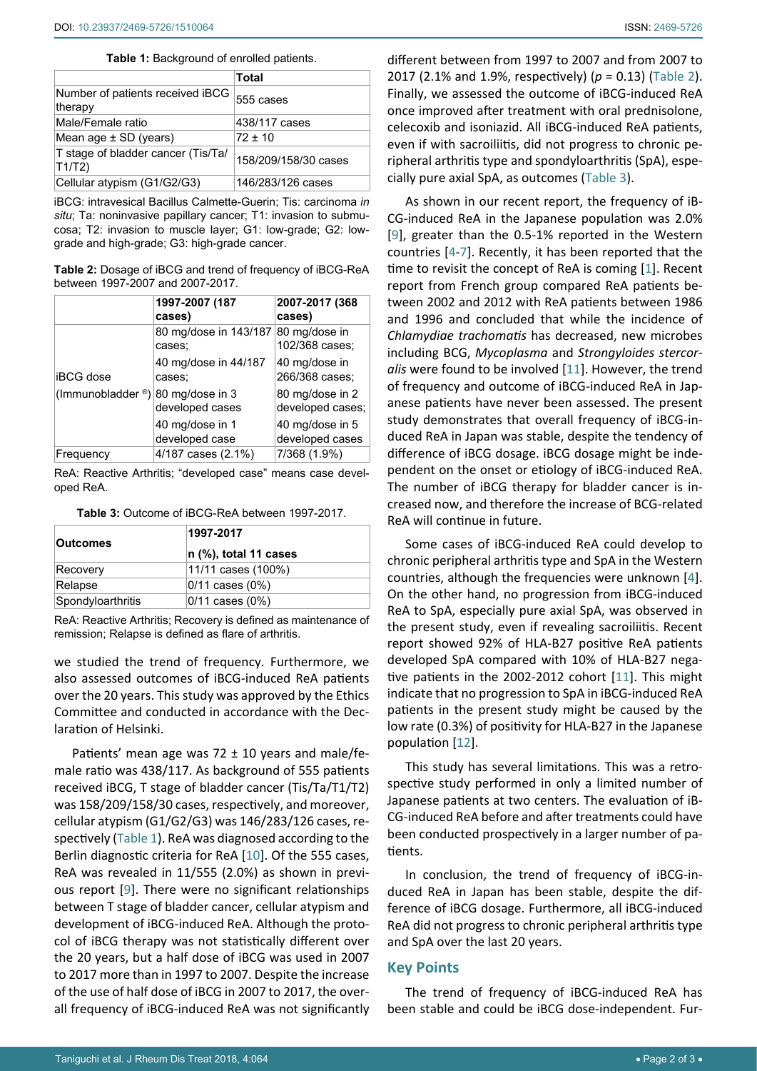**Table 1:** Background of enrolled patients.

| | Total |
|---|---|
| Number of patients received iBCG therapy | 555 cases |
| Male/Female ratio | 438/117 cases |
| Mean age ± SD (years) | 72 ± 10 |
| T stage of bladder cancer (Tis/Ta/T1/T2) | 158/209/158/30 cases |
| Cellular atypism (G1/G2/G3) | 146/283/126 cases |

iBCG: intravesical Bacillus Calmette-Guerin; Tis: carcinoma *in situ*; Ta: noninvasive papillary cancer; T1: invasion to submucosa; T2: invasion to muscle layer; G1: low-grade; G2: low-grade and high-grade; G3: high-grade cancer.

**Table 2:** Dosage of iBCG and trend of frequency of iBCG-ReA between 1997-2007 and 2007-2017.

| | 1997-2007 (187 cases) | 2007-2017 (368 cases) |
|---|---|---|
| iBCG dose (Immunobladder ®) | 80 mg/dose in 143/187 cases; | 80 mg/dose in 102/368 cases; |
| | 40 mg/dose in 44/187 cases; | 40 mg/dose in 266/368 cases; |
| | 80 mg/dose in 3 developed cases | 80 mg/dose in 2 developed cases; |
| | 40 mg/dose in 1 developed case | 40 mg/dose in 5 developed cases |
| Frequency | 4/187 cases (2.1%) | 7/368 (1.9%) |

ReA: Reactive Arthritis; "developed case" means case developed ReA.

**Table 3:** Outcome of iBCG-ReA between 1997-2017.

| Outcomes | 1997-2017 |
|---|---|
| | n (%), total 11 cases |
| Recovery | 11/11 cases (100%) |
| Relapse | 0/11 cases (0%) |
| Spondyloarthritis | 0/11 cases (0%) |

ReA: Reactive Arthritis; Recovery is defined as maintenance of remission; Relapse is defined as flare of arthritis.

we studied the trend of frequency. Furthermore, we also assessed outcomes of iBCG-induced ReA patients over the 20 years. This study was approved by the Ethics Committee and conducted in accordance with the Declaration of Helsinki.

Patients' mean age was 72 ± 10 years and male/female ratio was 438/117. As background of 555 patients received iBCG, T stage of bladder cancer (Tis/Ta/T1/T2) was 158/209/158/30 cases, respectively, and moreover, cellular atypism (G1/G2/G3) was 146/283/126 cases, respectively (Table 1). ReA was diagnosed according to the Berlin diagnostic criteria for ReA [10]. Of the 555 cases, ReA was revealed in 11/555 (2.0%) as shown in previous report [9]. There were no significant relationships between T stage of bladder cancer, cellular atypism and development of iBCG-induced ReA. Although the protocol of iBCG therapy was not statistically different over the 20 years, but a half dose of iBCG was used in 2007 to 2017 more than in 1997 to 2007. Despite the increase of the use of half dose of iBCG in 2007 to 2017, the overall frequency of iBCG-induced ReA was not significantly different between from 1997 to 2007 and from 2007 to 2017 (2.1% and 1.9%, respectively) ($p = 0.13$) (Table 2). Finally, we assessed the outcome of iBCG-induced ReA once improved after treatment with oral prednisolone, celecoxib and isoniazid. All iBCG-induced ReA patients, even if with sacroiliitis, did not progress to chronic peripheral arthritis type and spondyloarthritis (SpA), especially pure axial SpA, as outcomes (Table 3).

As shown in our recent report, the frequency of iBCG-induced ReA in the Japanese population was 2.0% [9], greater than the 0.5-1% reported in the Western countries [4-7]. Recently, it has been reported that the time to revisit the concept of ReA is coming [1]. Recent report from French group compared ReA patients between 2002 and 2012 with ReA patients between 1986 and 1996 and concluded that while the incidence of *Chlamydiae trachomatis* has decreased, new microbes including BCG, *Mycoplasma* and *Strongyloides stercoralis* were found to be involved [11]. However, the trend of frequency and outcome of iBCG-induced ReA in Japanese patients have never been assessed. The present study demonstrates that overall frequency of iBCG-induced ReA in Japan was stable, despite the tendency of difference of iBCG dosage. iBCG dosage might be independent on the onset or etiology of iBCG-induced ReA. The number of iBCG therapy for bladder cancer is increased now, and therefore the increase of BCG-related ReA will continue in future.

Some cases of iBCG-induced ReA could develop to chronic peripheral arthritis type and SpA in the Western countries, although the frequencies were unknown [4]. On the other hand, no progression from iBCG-induced ReA to SpA, especially pure axial SpA, was observed in the present study, even if revealing sacroiliitis. Recent report showed 92% of HLA-B27 positive ReA patients developed SpA compared with 10% of HLA-B27 negative patients in the 2002-2012 cohort [11]. This might indicate that no progression to SpA in iBCG-induced ReA patients in the present study might be caused by the low rate (0.3%) of positivity for HLA-B27 in the Japanese population [12].

This study has several limitations. This was a retrospective study performed in only a limited number of Japanese patients at two centers. The evaluation of iBCG-induced ReA before and after treatments could have been conducted prospectively in a larger number of patients.

In conclusion, the trend of frequency of iBCG-induced ReA in Japan has been stable, despite the difference of iBCG dosage. Furthermore, all iBCG-induced ReA did not progress to chronic peripheral arthritis type and SpA over the last 20 years.

## Key Points

The trend of frequency of iBCG-induced ReA has been stable and could be iBCG dose-independent. Fur-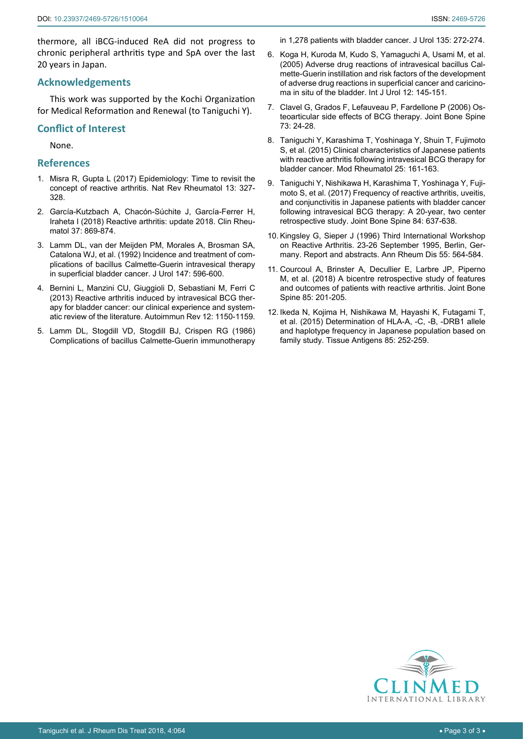thermore, all iBCG-induced ReA did not progress to chronic peripheral arthritis type and SpA over the last 20 years in Japan.

## Acknowledgements

This work was supported by the Kochi Organization for Medical Reformation and Renewal (to Taniguchi Y).

## Conflict of Interest

None.

## References

1. Misra R, Gupta L (2017) Epidemiology: Time to revisit the concept of reactive arthritis. Nat Rev Rheumatol 13: 327-328.
2. García-Kutzbach A, Chacón-Súchite J, García-Ferrer H, Iraheta I (2018) Reactive arthritis: update 2018. Clin Rheumatol 37: 869-874.
3. Lamm DL, van der Meijden PM, Morales A, Brosman SA, Catalona WJ, et al. (1992) Incidence and treatment of complications of bacillus Calmette-Guerin intravesical therapy in superficial bladder cancer. J Urol 147: 596-600.
4. Bernini L, Manzini CU, Giuggioli D, Sebastiani M, Ferri C (2013) Reactive arthritis induced by intravesical BCG therapy for bladder cancer: our clinical experience and systematic review of the literature. Autoimmun Rev 12: 1150-1159.
5. Lamm DL, Stogdill VD, Stogdill BJ, Crispen RG (1986) Complications of bacillus Calmette-Guerin immunotherapy in 1,278 patients with bladder cancer. J Urol 135: 272-274.
6. Koga H, Kuroda M, Kudo S, Yamaguchi A, Usami M, et al. (2005) Adverse drug reactions of intravesical bacillus Calmette-Guerin instillation and risk factors of the development of adverse drug reactions in superficial cancer and caricinoma in situ of the bladder. Int J Urol 12: 145-151.
7. Clavel G, Grados F, Lefauveau P, Fardellone P (2006) Osteoarticular side effects of BCG therapy. Joint Bone Spine 73: 24-28.
8. Taniguchi Y, Karashima T, Yoshinaga Y, Shuin T, Fujimoto S, et al. (2015) Clinical characteristics of Japanese patients with reactive arthritis following intravesical BCG therapy for bladder cancer. Mod Rheumatol 25: 161-163.
9. Taniguchi Y, Nishikawa H, Karashima T, Yoshinaga Y, Fujimoto S, et al. (2017) Frequency of reactive arthritis, uveitis, and conjunctivitis in Japanese patients with bladder cancer following intravesical BCG therapy: A 20-year, two center retrospective study. Joint Bone Spine 84: 637-638.
10. Kingsley G, Sieper J (1996) Third International Workshop on Reactive Arthritis. 23-26 September 1995, Berlin, Germany. Report and abstracts. Ann Rheum Dis 55: 564-584.
11. Courcoul A, Brinster A, Decullier E, Larbre JP, Piperno M, et al. (2018) A bicentre retrospective study of features and outcomes of patients with reactive arthritis. Joint Bone Spine 85: 201-205.
12. Ikeda N, Kojima H, Nishikawa M, Hayashi K, Futagami T, et al. (2015) Determination of HLA-A, -C, -B, -DRB1 allele and haplotype frequency in Japanese population based on family study. Tissue Antigens 85: 252-259.